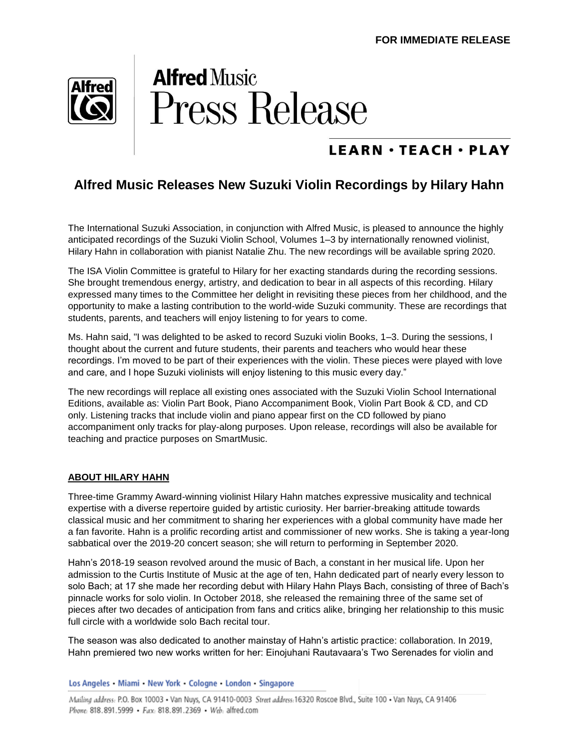**FOR IMMEDIATE RELEASE**

**Alfred** Music
Press Release

LEARN • TEACH • PLAY

## Alfred Music Releases New Suzuki Violin Recordings by Hilary Hahn

The International Suzuki Association, in conjunction with Alfred Music, is pleased to announce the highly anticipated recordings of the Suzuki Violin School, Volumes 1–3 by internationally renowned violinist, Hilary Hahn in collaboration with pianist Natalie Zhu. The new recordings will be available spring 2020.

The ISA Violin Committee is grateful to Hilary for her exacting standards during the recording sessions. She brought tremendous energy, artistry, and dedication to bear in all aspects of this recording. Hilary expressed many times to the Committee her delight in revisiting these pieces from her childhood, and the opportunity to make a lasting contribution to the world-wide Suzuki community. These are recordings that students, parents, and teachers will enjoy listening to for years to come.

Ms. Hahn said, "I was delighted to be asked to record Suzuki violin Books, 1–3. During the sessions, I thought about the current and future students, their parents and teachers who would hear these recordings. I'm moved to be part of their experiences with the violin. These pieces were played with love and care, and I hope Suzuki violinists will enjoy listening to this music every day."

The new recordings will replace all existing ones associated with the Suzuki Violin School International Editions, available as: Violin Part Book, Piano Accompaniment Book, Violin Part Book & CD, and CD only. Listening tracks that include violin and piano appear first on the CD followed by piano accompaniment only tracks for play-along purposes. Upon release, recordings will also be available for teaching and practice purposes on SmartMusic.

### ABOUT HILARY HAHN

Three-time Grammy Award-winning violinist Hilary Hahn matches expressive musicality and technical expertise with a diverse repertoire guided by artistic curiosity. Her barrier-breaking attitude towards classical music and her commitment to sharing her experiences with a global community have made her a fan favorite. Hahn is a prolific recording artist and commissioner of new works. She is taking a year-long sabbatical over the 2019-20 concert season; she will return to performing in September 2020.

Hahn's 2018-19 season revolved around the music of Bach, a constant in her musical life. Upon her admission to the Curtis Institute of Music at the age of ten, Hahn dedicated part of nearly every lesson to solo Bach; at 17 she made her recording debut with Hilary Hahn Plays Bach, consisting of three of Bach's pinnacle works for solo violin. In October 2018, she released the remaining three of the same set of pieces after two decades of anticipation from fans and critics alike, bringing her relationship to this music full circle with a worldwide solo Bach recital tour.

The season was also dedicated to another mainstay of Hahn's artistic practice: collaboration. In 2019, Hahn premiered two new works written for her: Einojuhani Rautavaara's Two Serenades for violin and

Los Angeles • Miami • New York • Cologne • London • Singapore

Mailing address: P.O. Box 10003 • Van Nuys, CA 91410-0003 Street address: 16320 Roscoe Blvd., Suite 100 • Van Nuys, CA 91406
Phone: 818.891.5999 • Fax: 818.891.2369 • Web: alfred.com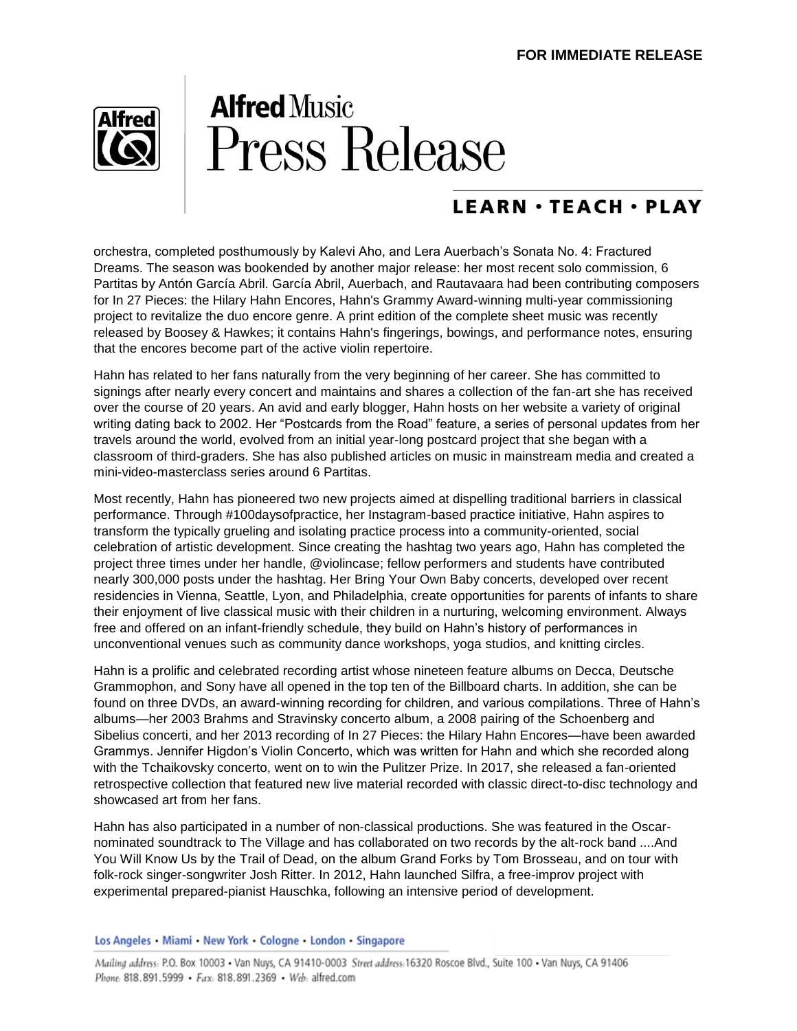orchestra, completed posthumously by Kalevi Aho, and Lera Auerbach's Sonata No. 4: Fractured Dreams. The season was bookended by another major release: her most recent solo commission, 6 Partitas by Antón García Abril. García Abril, Auerbach, and Rautavaara had been contributing composers for In 27 Pieces: the Hilary Hahn Encores, Hahn's Grammy Award-winning multi-year commissioning project to revitalize the duo encore genre. A print edition of the complete sheet music was recently released by Boosey & Hawkes; it contains Hahn's fingerings, bowings, and performance notes, ensuring that the encores become part of the active violin repertoire.

Hahn has related to her fans naturally from the very beginning of her career. She has committed to signings after nearly every concert and maintains and shares a collection of the fan-art she has received over the course of 20 years. An avid and early blogger, Hahn hosts on her website a variety of original writing dating back to 2002. Her "Postcards from the Road" feature, a series of personal updates from her travels around the world, evolved from an initial year-long postcard project that she began with a classroom of third-graders. She has also published articles on music in mainstream media and created a mini-video-masterclass series around 6 Partitas.

Most recently, Hahn has pioneered two new projects aimed at dispelling traditional barriers in classical performance. Through #100daysofpractice, her Instagram-based practice initiative, Hahn aspires to transform the typically grueling and isolating practice process into a community-oriented, social celebration of artistic development. Since creating the hashtag two years ago, Hahn has completed the project three times under her handle, @violincase; fellow performers and students have contributed nearly 300,000 posts under the hashtag. Her Bring Your Own Baby concerts, developed over recent residencies in Vienna, Seattle, Lyon, and Philadelphia, create opportunities for parents of infants to share their enjoyment of live classical music with their children in a nurturing, welcoming environment. Always free and offered on an infant-friendly schedule, they build on Hahn's history of performances in unconventional venues such as community dance workshops, yoga studios, and knitting circles.

Hahn is a prolific and celebrated recording artist whose nineteen feature albums on Decca, Deutsche Grammophon, and Sony have all opened in the top ten of the Billboard charts. In addition, she can be found on three DVDs, an award-winning recording for children, and various compilations. Three of Hahn's albums—her 2003 Brahms and Stravinsky concerto album, a 2008 pairing of the Schoenberg and Sibelius concerti, and her 2013 recording of In 27 Pieces: the Hilary Hahn Encores—have been awarded Grammys. Jennifer Higdon's Violin Concerto, which was written for Hahn and which she recorded along with the Tchaikovsky concerto, went on to win the Pulitzer Prize. In 2017, she released a fan-oriented retrospective collection that featured new live material recorded with classic direct-to-disc technology and showcased art from her fans.

Hahn has also participated in a number of non-classical productions. She was featured in the Oscar-nominated soundtrack to The Village and has collaborated on two records by the alt-rock band ....And You Will Know Us by the Trail of Dead, on the album Grand Forks by Tom Brosseau, and on tour with folk-rock singer-songwriter Josh Ritter. In 2012, Hahn launched Silfra, a free-improv project with experimental prepared-pianist Hauschka, following an intensive period of development.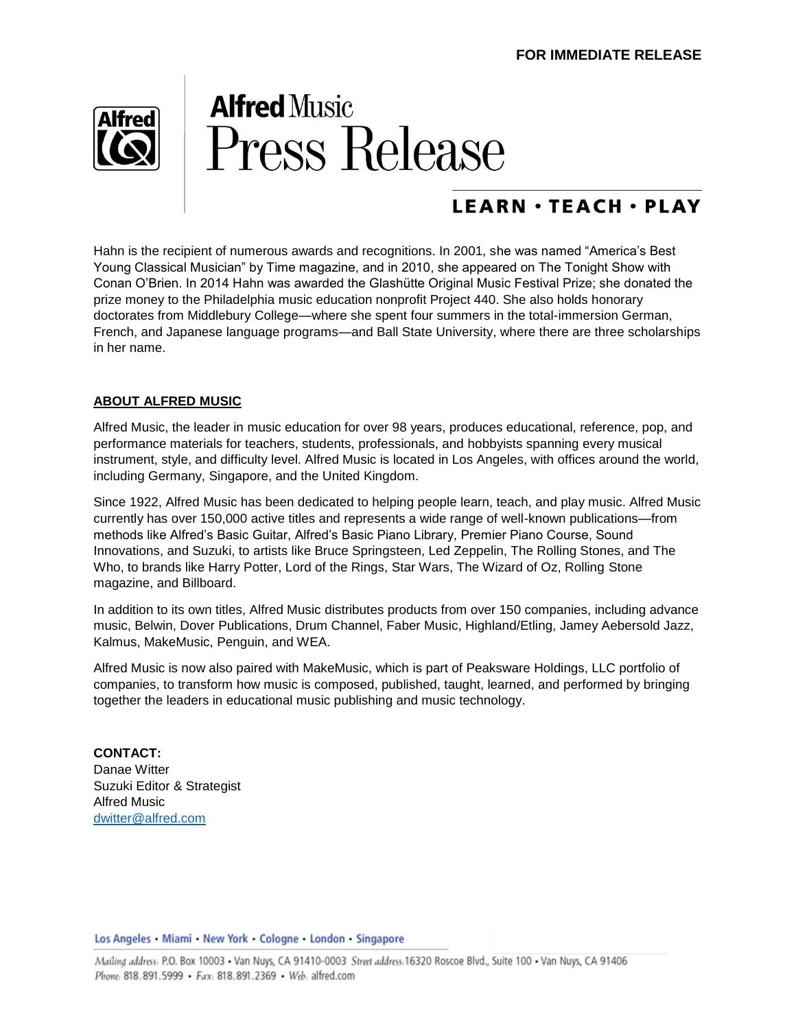Hahn is the recipient of numerous awards and recognitions. In 2001, she was named "America's Best Young Classical Musician" by Time magazine, and in 2010, she appeared on The Tonight Show with Conan O'Brien. In 2014 Hahn was awarded the Glashütte Original Music Festival Prize; she donated the prize money to the Philadelphia music education nonprofit Project 440. She also holds honorary doctorates from Middlebury College—where she spent four summers in the total-immersion German, French, and Japanese language programs—and Ball State University, where there are three scholarships in her name.

## ABOUT ALFRED MUSIC

Alfred Music, the leader in music education for over 98 years, produces educational, reference, pop, and performance materials for teachers, students, professionals, and hobbyists spanning every musical instrument, style, and difficulty level. Alfred Music is located in Los Angeles, with offices around the world, including Germany, Singapore, and the United Kingdom.

Since 1922, Alfred Music has been dedicated to helping people learn, teach, and play music. Alfred Music currently has over 150,000 active titles and represents a wide range of well-known publications—from methods like Alfred's Basic Guitar, Alfred's Basic Piano Library, Premier Piano Course, Sound Innovations, and Suzuki, to artists like Bruce Springsteen, Led Zeppelin, The Rolling Stones, and The Who, to brands like Harry Potter, Lord of the Rings, Star Wars, The Wizard of Oz, Rolling Stone magazine, and Billboard.

In addition to its own titles, Alfred Music distributes products from over 150 companies, including advance music, Belwin, Dover Publications, Drum Channel, Faber Music, Highland/Etling, Jamey Aebersold Jazz, Kalmus, MakeMusic, Penguin, and WEA.

Alfred Music is now also paired with MakeMusic, which is part of Peaksware Holdings, LLC portfolio of companies, to transform how music is composed, published, taught, learned, and performed by bringing together the leaders in educational music publishing and music technology.

**CONTACT:**
Danae Witter
Suzuki Editor & Strategist
Alfred Music
dwitter@alfred.com